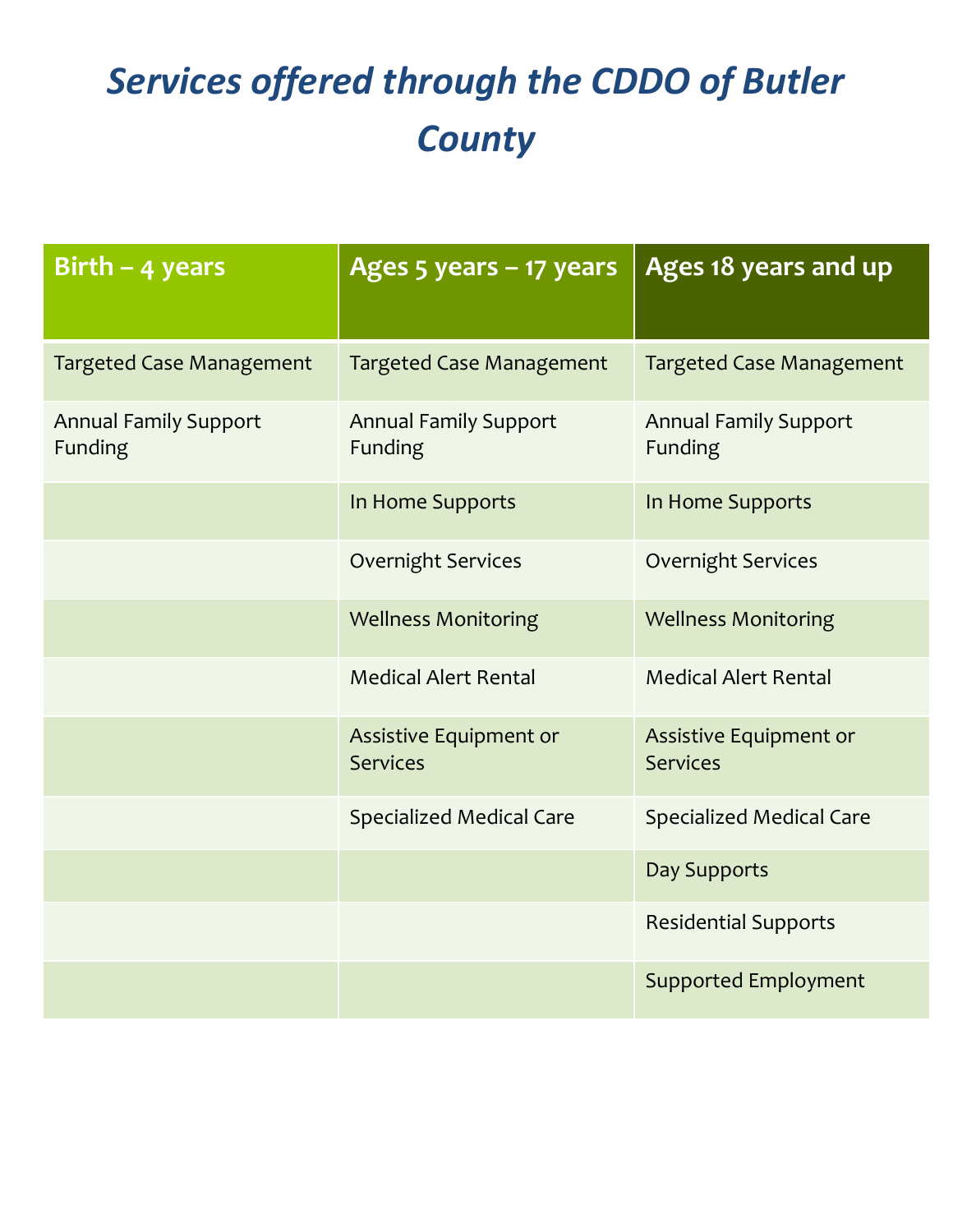# *Services offered through the CDDO of Butler County*

| Birth – 4 years | Ages 5 years – 17 years | Ages 18 years and up |
|---|---|---|
| Targeted Case Management | Targeted Case Management | Targeted Case Management |
| Annual Family Support Funding | Annual Family Support Funding | Annual Family Support Funding |
| | In Home Supports | In Home Supports |
| | Overnight Services | Overnight Services |
| | Wellness Monitoring | Wellness Monitoring |
| | Medical Alert Rental | Medical Alert Rental |
| | Assistive Equipment or Services | Assistive Equipment or Services |
| | Specialized Medical Care | Specialized Medical Care |
| | | Day Supports |
| | | Residential Supports |
| | | Supported Employment |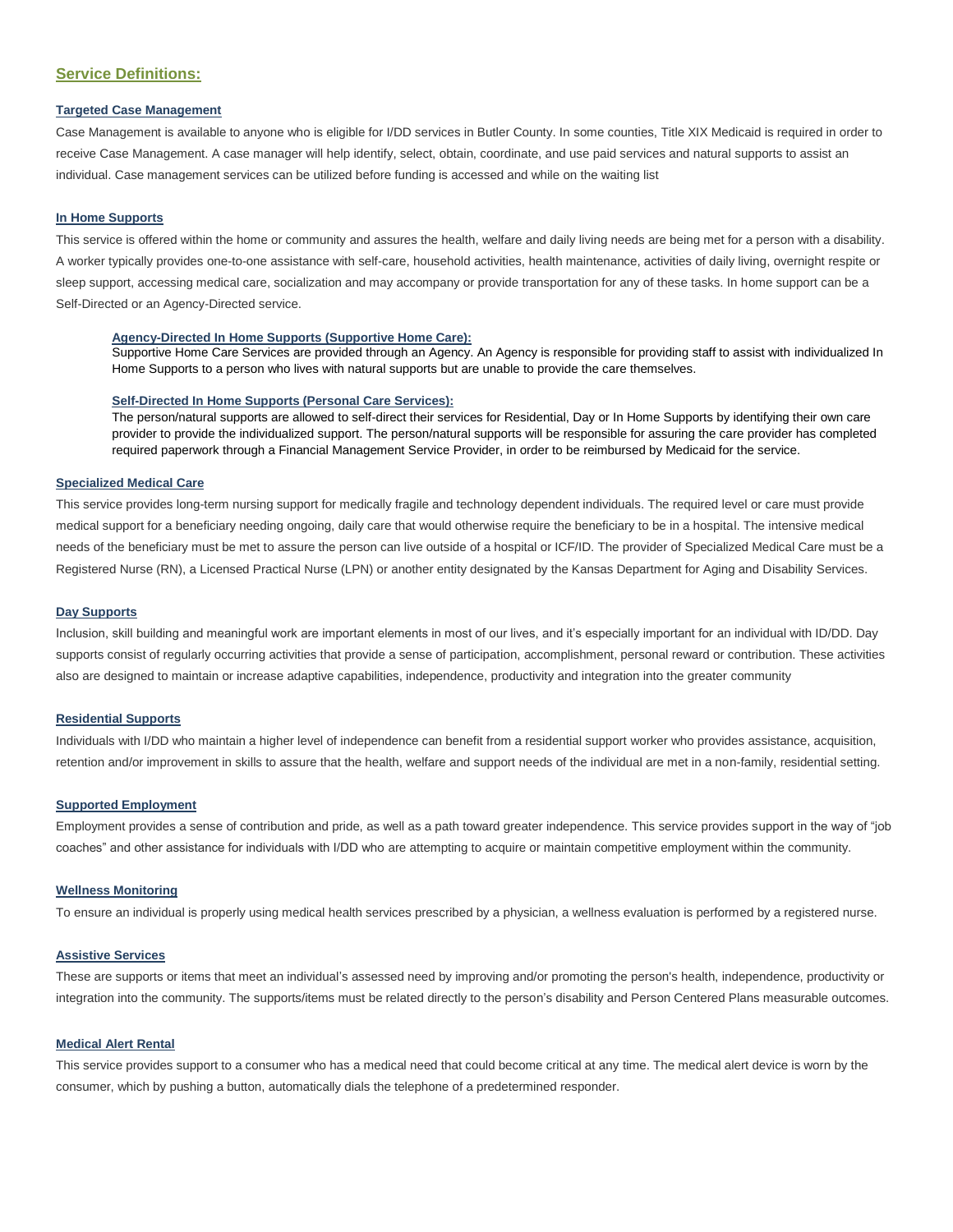## Service Definitions:

### Targeted Case Management

Case Management is available to anyone who is eligible for I/DD services in Butler County. In some counties, Title XIX Medicaid is required in order to receive Case Management. A case manager will help identify, select, obtain, coordinate, and use paid services and natural supports to assist an individual. Case management services can be utilized before funding is accessed and while on the waiting list

### In Home Supports

This service is offered within the home or community and assures the health, welfare and daily living needs are being met for a person with a disability. A worker typically provides one-to-one assistance with self-care, household activities, health maintenance, activities of daily living, overnight respite or sleep support, accessing medical care, socialization and may accompany or provide transportation for any of these tasks. In home support can be a Self-Directed or an Agency-Directed service.

#### Agency-Directed In Home Supports (Supportive Home Care):

Supportive Home Care Services are provided through an Agency. An Agency is responsible for providing staff to assist with individualized In Home Supports to a person who lives with natural supports but are unable to provide the care themselves.

#### Self-Directed In Home Supports (Personal Care Services):

The person/natural supports are allowed to self-direct their services for Residential, Day or In Home Supports by identifying their own care provider to provide the individualized support. The person/natural supports will be responsible for assuring the care provider has completed required paperwork through a Financial Management Service Provider, in order to be reimbursed by Medicaid for the service.

### Specialized Medical Care

This service provides long-term nursing support for medically fragile and technology dependent individuals. The required level or care must provide medical support for a beneficiary needing ongoing, daily care that would otherwise require the beneficiary to be in a hospital. The intensive medical needs of the beneficiary must be met to assure the person can live outside of a hospital or ICF/ID. The provider of Specialized Medical Care must be a Registered Nurse (RN), a Licensed Practical Nurse (LPN) or another entity designated by the Kansas Department for Aging and Disability Services.

### Day Supports

Inclusion, skill building and meaningful work are important elements in most of our lives, and it's especially important for an individual with ID/DD. Day supports consist of regularly occurring activities that provide a sense of participation, accomplishment, personal reward or contribution. These activities also are designed to maintain or increase adaptive capabilities, independence, productivity and integration into the greater community

### Residential Supports

Individuals with I/DD who maintain a higher level of independence can benefit from a residential support worker who provides assistance, acquisition, retention and/or improvement in skills to assure that the health, welfare and support needs of the individual are met in a non-family, residential setting.

### Supported Employment

Employment provides a sense of contribution and pride, as well as a path toward greater independence. This service provides support in the way of "job coaches" and other assistance for individuals with I/DD who are attempting to acquire or maintain competitive employment within the community.

### Wellness Monitoring

To ensure an individual is properly using medical health services prescribed by a physician, a wellness evaluation is performed by a registered nurse.

### Assistive Services

These are supports or items that meet an individual's assessed need by improving and/or promoting the person's health, independence, productivity or integration into the community. The supports/items must be related directly to the person's disability and Person Centered Plans measurable outcomes.

### Medical Alert Rental

This service provides support to a consumer who has a medical need that could become critical at any time. The medical alert device is worn by the consumer, which by pushing a button, automatically dials the telephone of a predetermined responder.